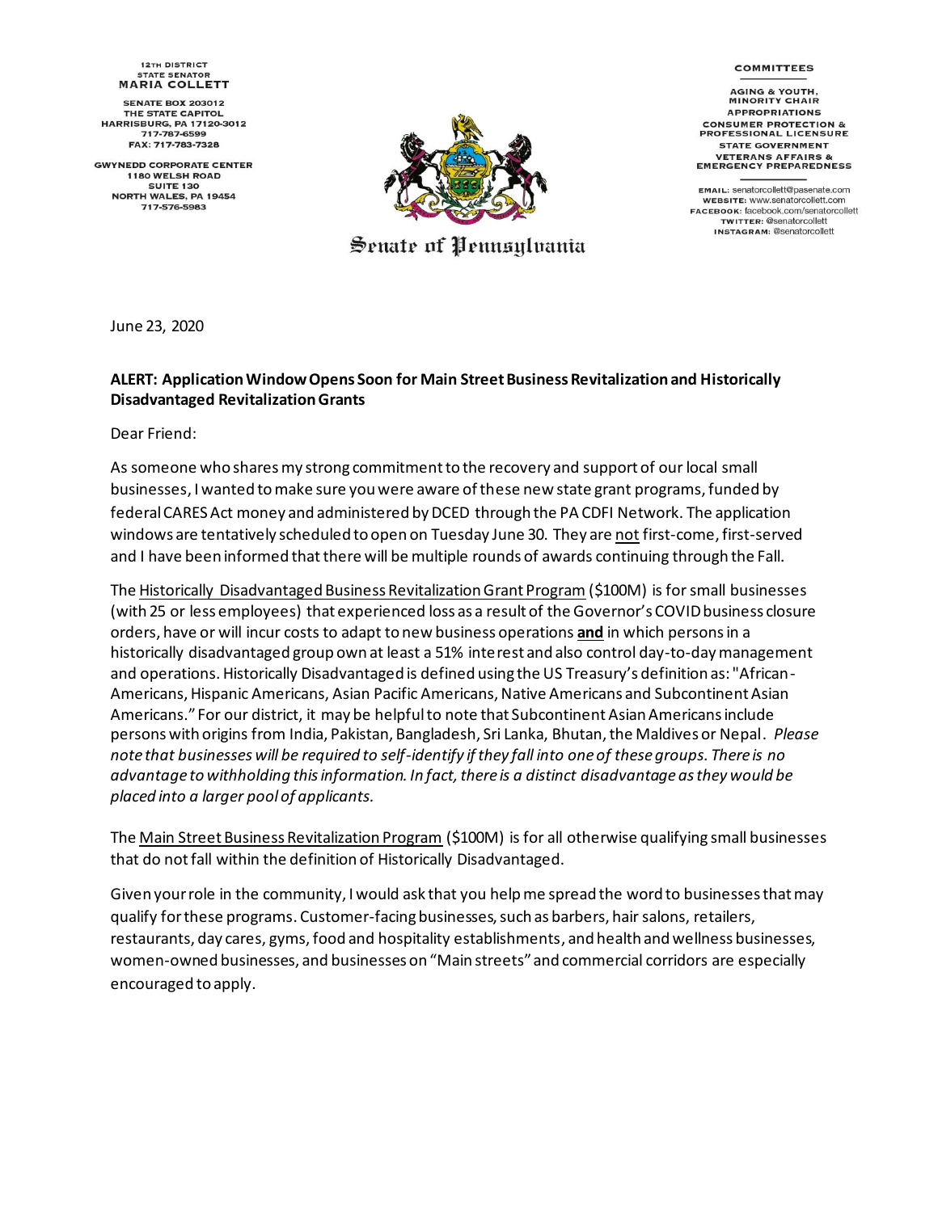12TH DISTRICT
STATE SENATOR
**MARIA COLLETT**

SENATE BOX 203012
THE STATE CAPITOL
HARRISBURG, PA 17120-3012
717-787-6599
FAX: 717-783-7328

GWYNEDD CORPORATE CENTER
1180 WELSH ROAD
SUITE 130
NORTH WALES, PA 19454
717-576-5983

**COMMITTEES**

AGING & YOUTH, MINORITY CHAIR
APPROPRIATIONS
CONSUMER PROTECTION & PROFESSIONAL LICENSURE
STATE GOVERNMENT
VETERANS AFFAIRS & EMERGENCY PREPAREDNESS

EMAIL: senatorcollett@pasenate.com
WEBSITE: www.senatorcollett.com
FACEBOOK: facebook.com/senatorcollett
TWITTER: @senatorcollett
INSTAGRAM: @senatorcollett

Senate of Pennsylvania

June 23, 2020

**ALERT: Application Window Opens Soon for Main Street Business Revitalization and Historically Disadvantaged Revitalization Grants**

Dear Friend:

As someone who shares my strong commitment to the recovery and support of our local small businesses, I wanted to make sure you were aware of these new state grant programs, funded by federal CARES Act money and administered by DCED through the PA CDFI Network. The application windows are tentatively scheduled to open on Tuesday June 30. They are <u>not</u> first-come, first-served and I have been informed that there will be multiple rounds of awards continuing through the Fall.

The <u>Historically Disadvantaged Business Revitalization Grant Program</u> ($100M) is for small businesses (with 25 or less employees) that experienced loss as a result of the Governor's COVID business closure orders, have or will incur costs to adapt to new business operations **<u>and</u>** in which persons in a historically disadvantaged group own at least a 51% interest and also control day-to-day management and operations. Historically Disadvantaged is defined using the US Treasury's definition as: "African-Americans, Hispanic Americans, Asian Pacific Americans, Native Americans and Subcontinent Asian Americans." For our district, it may be helpful to note that Subcontinent Asian Americans include persons with origins from India, Pakistan, Bangladesh, Sri Lanka, Bhutan, the Maldives or Nepal. *Please note that businesses will be required to self-identify if they fall into one of these groups. There is no advantage to withholding this information. In fact, there is a distinct disadvantage as they would be placed into a larger pool of applicants.*

The <u>Main Street Business Revitalization Program</u> ($100M) is for all otherwise qualifying small businesses that do not fall within the definition of Historically Disadvantaged.

Given your role in the community, I would ask that you help me spread the word to businesses that may qualify for these programs. Customer-facing businesses, such as barbers, hair salons, retailers, restaurants, day cares, gyms, food and hospitality establishments, and health and wellness businesses, women-owned businesses, and businesses on "Main streets" and commercial corridors are especially encouraged to apply.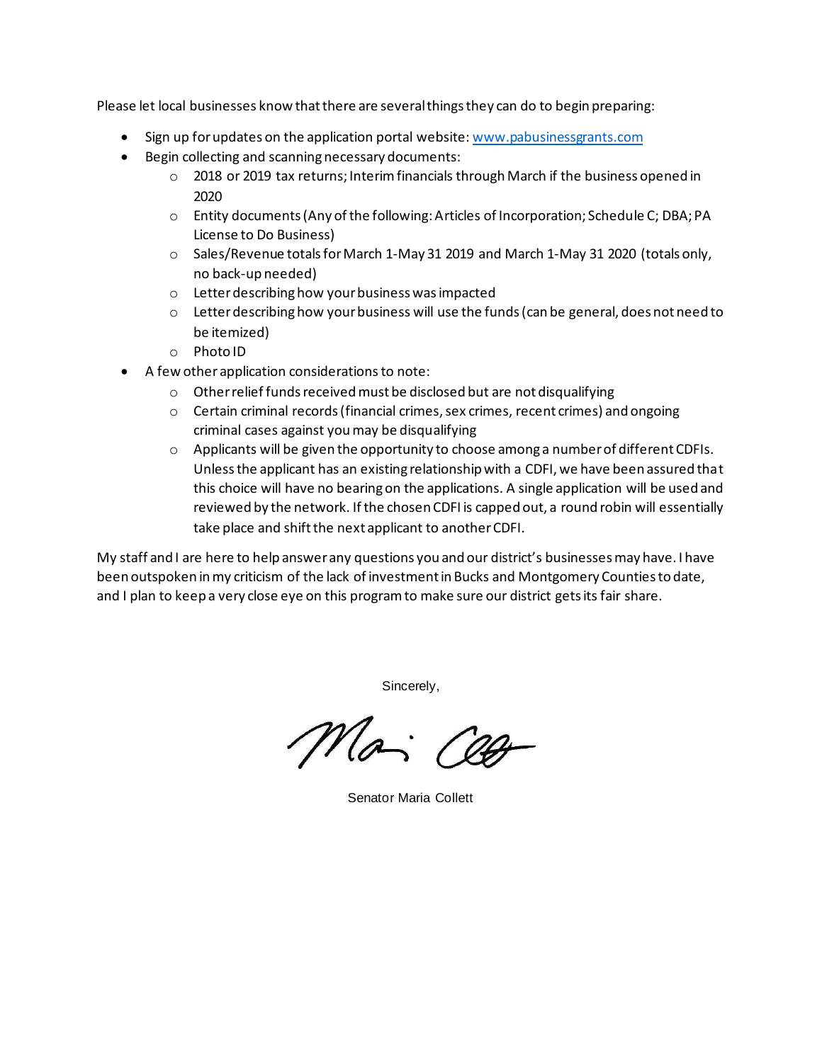Please let local businesses know that there are several things they can do to begin preparing:

- Sign up for updates on the application portal website: [www.pabusinessgrants.com](www.pabusinessgrants.com)
- Begin collecting and scanning necessary documents:
  - 2018 or 2019 tax returns; Interim financials through March if the business opened in 2020
  - Entity documents (Any of the following: Articles of Incorporation; Schedule C; DBA; PA License to Do Business)
  - Sales/Revenue totals for March 1-May 31 2019 and March 1-May 31 2020 (totals only, no back-up needed)
  - Letter describing how your business was impacted
  - Letter describing how your business will use the funds (can be general, does not need to be itemized)
  - Photo ID
- A few other application considerations to note:
  - Other relief funds received must be disclosed but are not disqualifying
  - Certain criminal records (financial crimes, sex crimes, recent crimes) and ongoing criminal cases against you may be disqualifying
  - Applicants will be given the opportunity to choose among a number of different CDFIs. Unless the applicant has an existing relationship with a CDFI, we have been assured that this choice will have no bearing on the applications. A single application will be used and reviewed by the network. If the chosen CDFI is capped out, a round robin will essentially take place and shift the next applicant to another CDFI.

My staff and I are here to help answer any questions you and our district's businesses may have. I have been outspoken in my criticism of the lack of investment in Bucks and Montgomery Counties to date, and I plan to keep a very close eye on this program to make sure our district gets its fair share.

Sincerely,

Senator Maria Collett